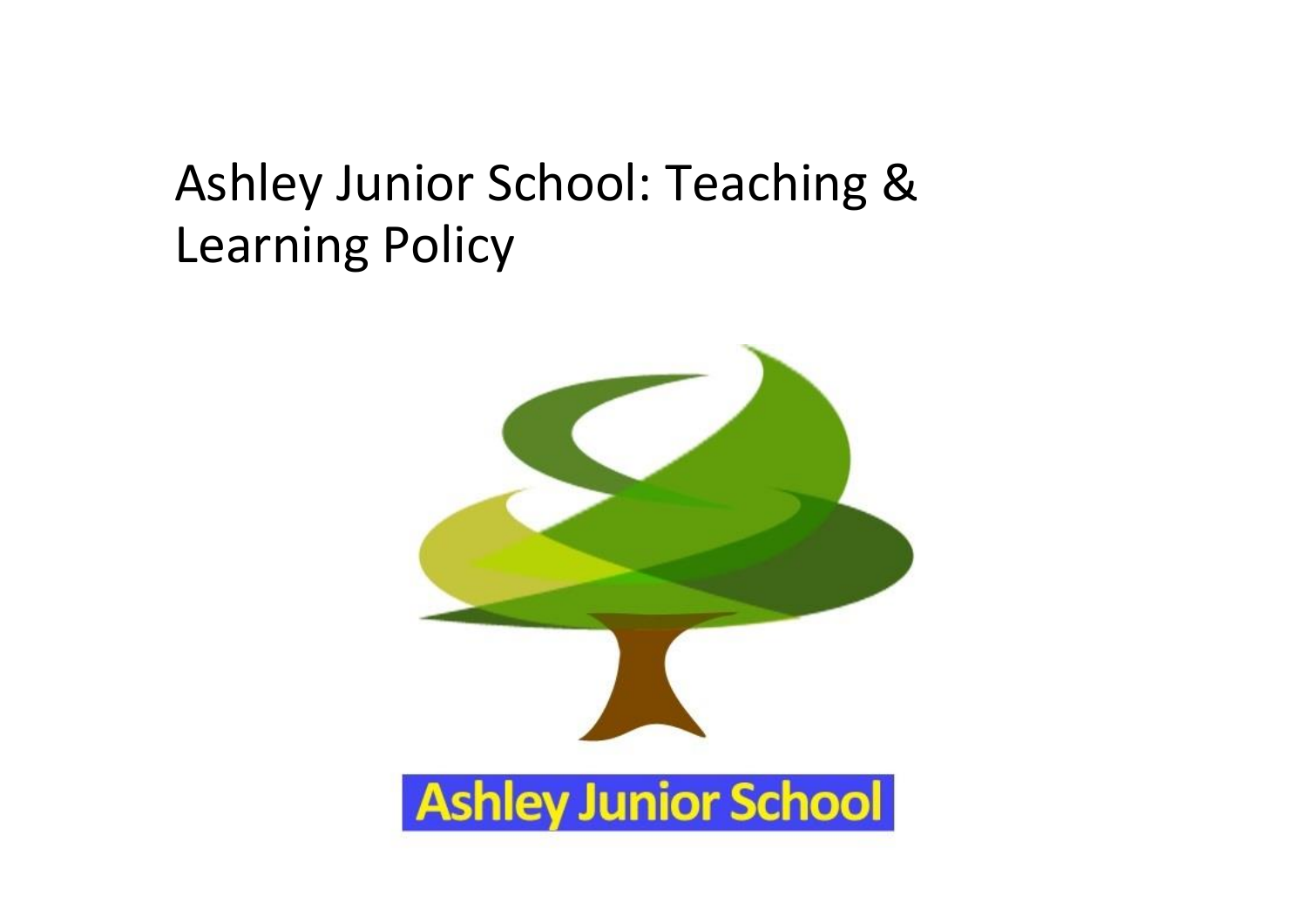# Ashley Junior School: Teaching & Learning Policy

Ashley Junior School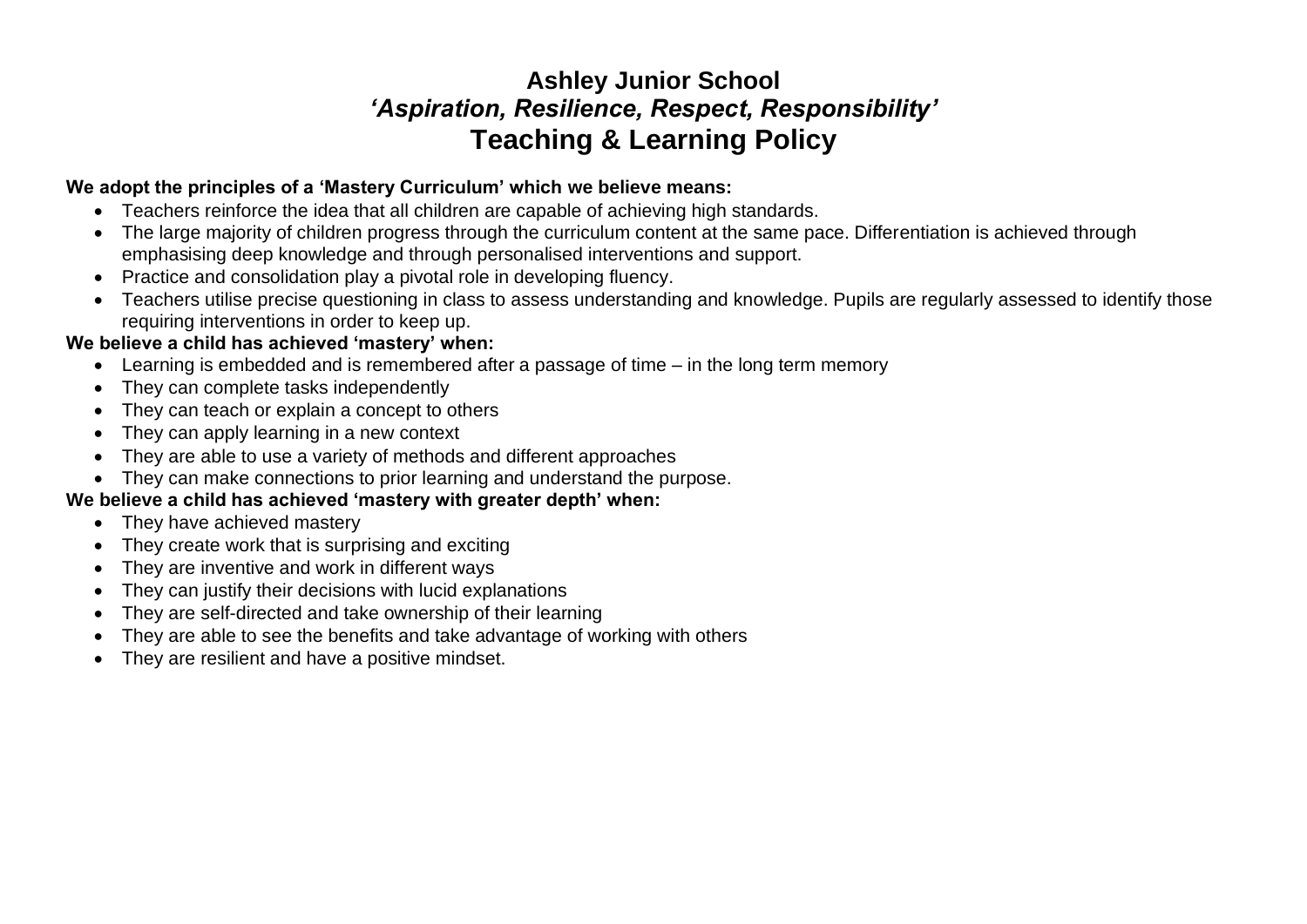# Ashley Junior School

## *'Aspiration, Resilience, Respect, Responsibility'*

# Teaching & Learning Policy

**We adopt the principles of a 'Mastery Curriculum' which we believe means:**

- Teachers reinforce the idea that all children are capable of achieving high standards.
- The large majority of children progress through the curriculum content at the same pace. Differentiation is achieved through emphasising deep knowledge and through personalised interventions and support.
- Practice and consolidation play a pivotal role in developing fluency.
- Teachers utilise precise questioning in class to assess understanding and knowledge. Pupils are regularly assessed to identify those requiring interventions in order to keep up.

**We believe a child has achieved 'mastery' when:**

- Learning is embedded and is remembered after a passage of time – in the long term memory
- They can complete tasks independently
- They can teach or explain a concept to others
- They can apply learning in a new context
- They are able to use a variety of methods and different approaches
- They can make connections to prior learning and understand the purpose.

**We believe a child has achieved 'mastery with greater depth' when:**

- They have achieved mastery
- They create work that is surprising and exciting
- They are inventive and work in different ways
- They can justify their decisions with lucid explanations
- They are self-directed and take ownership of their learning
- They are able to see the benefits and take advantage of working with others
- They are resilient and have a positive mindset.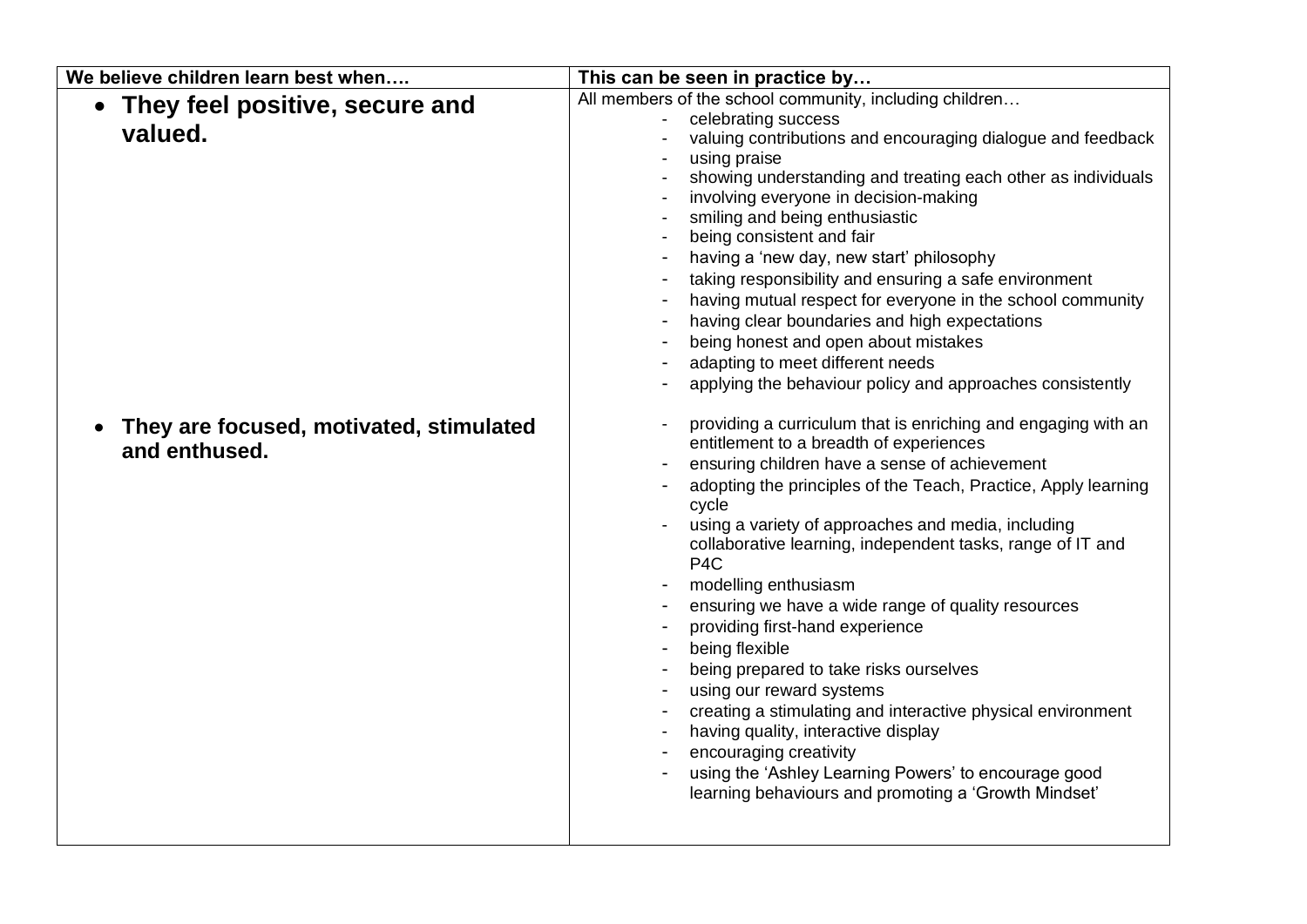| We believe children learn best when…. | This can be seen in practice by… |
|---|---|
| • **They feel positive, secure and valued.** | All members of the school community, including children…<br>- celebrating success<br>- valuing contributions and encouraging dialogue and feedback<br>- using praise<br>- showing understanding and treating each other as individuals<br>- involving everyone in decision-making<br>- smiling and being enthusiastic<br>- being consistent and fair<br>- having a 'new day, new start' philosophy<br>- taking responsibility and ensuring a safe environment<br>- having mutual respect for everyone in the school community<br>- having clear boundaries and high expectations<br>- being honest and open about mistakes<br>- adapting to meet different needs<br>- applying the behaviour policy and approaches consistently |
| • **They are focused, motivated, stimulated and enthused.** | - providing a curriculum that is enriching and engaging with an entitlement to a breadth of experiences<br>- ensuring children have a sense of achievement<br>- adopting the principles of the Teach, Practice, Apply learning cycle<br>- using a variety of approaches and media, including collaborative learning, independent tasks, range of IT and P4C<br>- modelling enthusiasm<br>- ensuring we have a wide range of quality resources<br>- providing first-hand experience<br>- being flexible<br>- being prepared to take risks ourselves<br>- using our reward systems<br>- creating a stimulating and interactive physical environment<br>- having quality, interactive display<br>- encouraging creativity<br>- using the 'Ashley Learning Powers' to encourage good learning behaviours and promoting a 'Growth Mindset' |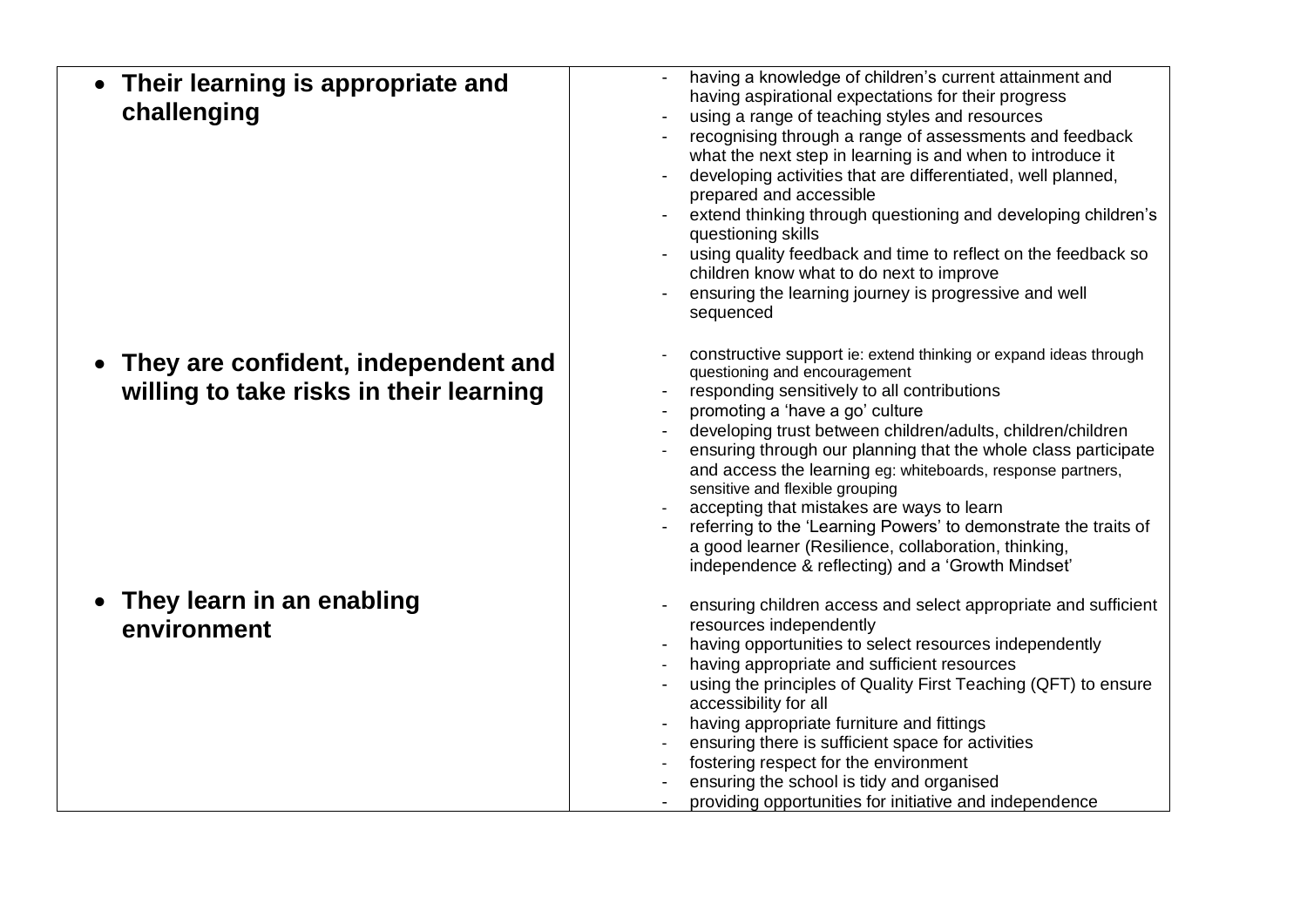| | |
|---|---|
| • **Their learning is appropriate and challenging** | - having a knowledge of children's current attainment and having aspirational expectations for their progress<br>- using a range of teaching styles and resources<br>- recognising through a range of assessments and feedback what the next step in learning is and when to introduce it<br>- developing activities that are differentiated, well planned, prepared and accessible<br>- extend thinking through questioning and developing children's questioning skills<br>- using quality feedback and time to reflect on the feedback so children know what to do next to improve<br>- ensuring the learning journey is progressive and well sequenced |
| • **They are confident, independent and willing to take risks in their learning** | - constructive support ie: extend thinking or expand ideas through questioning and encouragement<br>- responding sensitively to all contributions<br>- promoting a 'have a go' culture<br>- developing trust between children/adults, children/children<br>- ensuring through our planning that the whole class participate and access the learning eg: whiteboards, response partners, sensitive and flexible grouping<br>- accepting that mistakes are ways to learn<br>- referring to the 'Learning Powers' to demonstrate the traits of a good learner (Resilience, collaboration, thinking, independence & reflecting) and a 'Growth Mindset' |
| • **They learn in an enabling environment** | - ensuring children access and select appropriate and sufficient resources independently<br>- having opportunities to select resources independently<br>- having appropriate and sufficient resources<br>- using the principles of Quality First Teaching (QFT) to ensure accessibility for all<br>- having appropriate furniture and fittings<br>- ensuring there is sufficient space for activities<br>- fostering respect for the environment<br>- ensuring the school is tidy and organised<br>- providing opportunities for initiative and independence |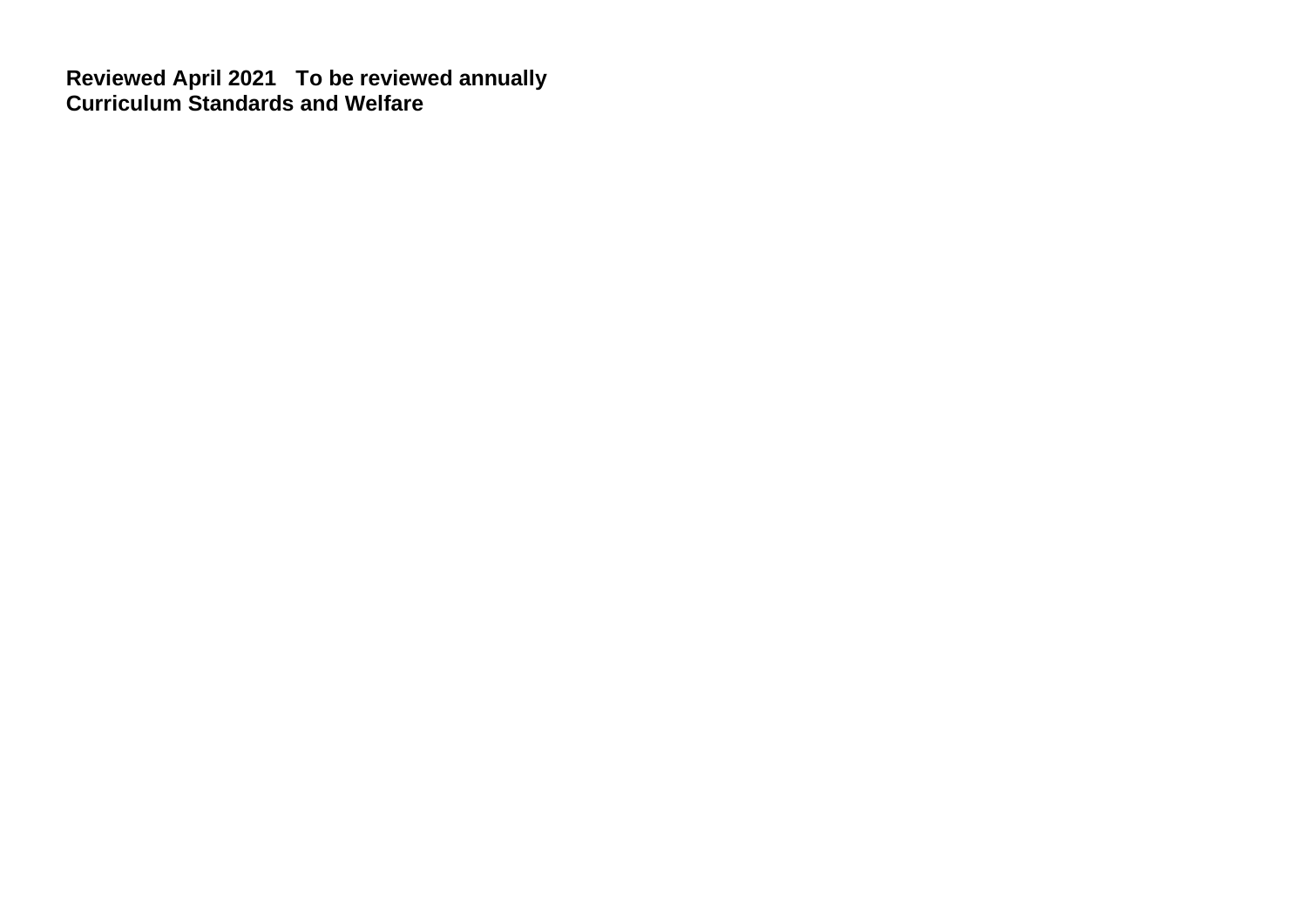**Reviewed April 2021   To be reviewed annually**
**Curriculum Standards and Welfare**